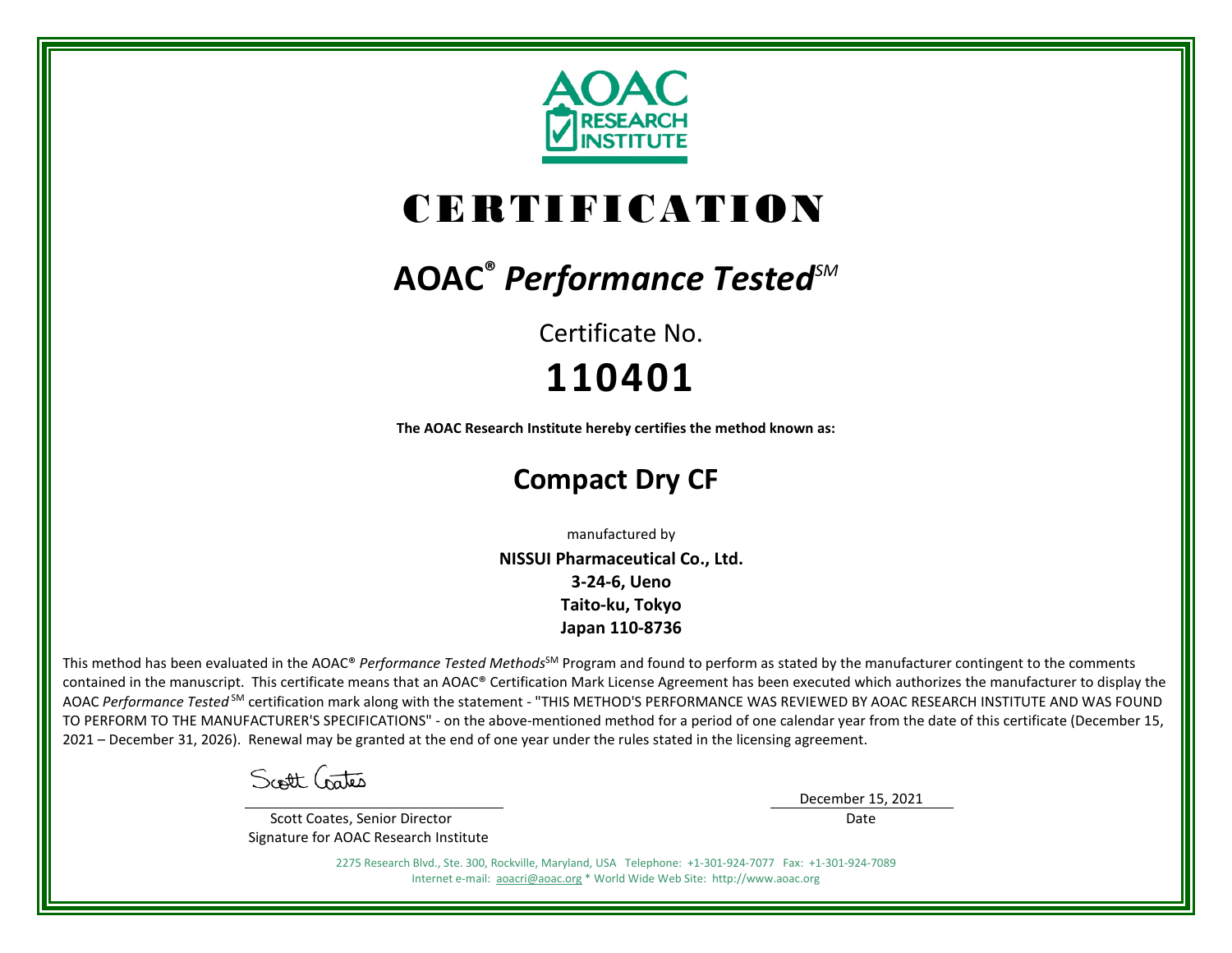AOAC RESEARCH INSTITUTE

# CERTIFICATION

## AOAC® *Performance Tested*SM

Certificate No.

**110401**

**The AOAC Research Institute hereby certifies the method known as:**

## Compact Dry CF

manufactured by

**NISSUI Pharmaceutical Co., Ltd.**
**3-24-6, Ueno**
**Taito-ku, Tokyo**
**Japan 110-8736**

This method has been evaluated in the AOAC® *Performance Tested Methods*SM Program and found to perform as stated by the manufacturer contingent to the comments contained in the manuscript. This certificate means that an AOAC® Certification Mark License Agreement has been executed which authorizes the manufacturer to display the AOAC *Performance Tested* SM certification mark along with the statement - "THIS METHOD'S PERFORMANCE WAS REVIEWED BY AOAC RESEARCH INSTITUTE AND WAS FOUND TO PERFORM TO THE MANUFACTURER'S SPECIFICATIONS" - on the above-mentioned method for a period of one calendar year from the date of this certificate (December 15, 2021 – December 31, 2026). Renewal may be granted at the end of one year under the rules stated in the licensing agreement.

Scott Coates

Scott Coates, Senior Director
Signature for AOAC Research Institute

December 15, 2021
Date

2275 Research Blvd., Ste. 300, Rockville, Maryland, USA Telephone: +1-301-924-7077 Fax: +1-301-924-7089
Internet e-mail: aoacri@aoac.org * World Wide Web Site: http://www.aoac.org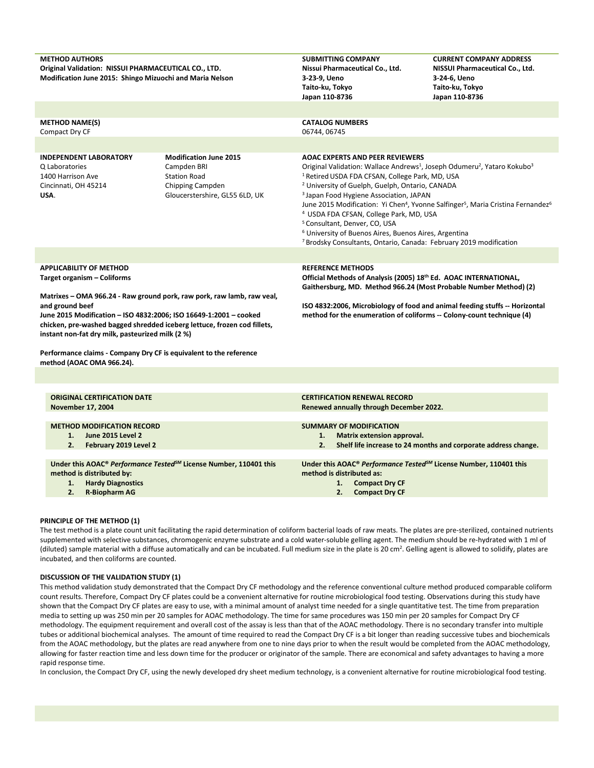**METHOD AUTHORS**
**Original Validation: NISSUI PHARMACEUTICAL CO., LTD.**
**Modification June 2015: Shingo Mizuochi and Maria Nelson**

**SUBMITTING COMPANY**
**Nissui Pharmaceutical Co., Ltd.**
**3-23-9, Ueno**
**Taito-ku, Tokyo**
**Japan 110-8736**

**CURRENT COMPANY ADDRESS**
**NISSUI Pharmaceutical Co., Ltd.**
**3-24-6, Ueno**
**Taito-ku, Tokyo**
**Japan 110-8736**

**METHOD NAME(S)**
Compact Dry CF

**CATALOG NUMBERS**
06744, 06745

**INDEPENDENT LABORATORY**
Q Laboratories
1400 Harrison Ave
Cincinnati, OH 45214
**USA**.

**Modification June 2015**
Campden BRI
Station Road
Chipping Campden
Gloucerstershire, GL55 6LD, UK

**AOAC EXPERTS AND PEER REVIEWERS**
Original Validation: Wallace Andrews[1], Joseph Odumeru[2], Yataro Kokubo[3]
[1] Retired USDA FDA CFSAN, College Park, MD, USA
[2] University of Guelph, Guelph, Ontario, CANADA
[3] Japan Food Hygiene Association, JAPAN
June 2015 Modification: Yi Chen[4], Yvonne Salfinger[5], Maria Cristina Fernandez[6]
[4] USDA FDA CFSAN, College Park, MD, USA
[5] Consultant, Denver, CO, USA
[6] University of Buenos Aires, Buenos Aires, Argentina
[7] Brodsky Consultants, Ontario, Canada: February 2019 modification

**APPLICABILITY OF METHOD**
**Target organism – Coliforms**

**Matrixes – OMA 966.24 - Raw ground pork, raw pork, raw lamb, raw veal, and ground beef**
**June 2015 Modification – ISO 4832:2006; ISO 16649-1:2001 – cooked chicken, pre-washed bagged shredded iceberg lettuce, frozen cod fillets, instant non-fat dry milk, pasteurized milk (2 %)**

**Performance claims - Company Dry CF is equivalent to the reference method (AOAC OMA 966.24).**

**REFERENCE METHODS**
**Official Methods of Analysis (2005) 18th Ed. AOAC INTERNATIONAL, Gaithersburg, MD. Method 966.24 (Most Probable Number Method) (2)**

**ISO 4832:2006, Microbiology of food and animal feeding stuffs -- Horizontal method for the enumeration of coliforms -- Colony-count technique (4)**

**ORIGINAL CERTIFICATION DATE**
**November 17, 2004**

**CERTIFICATION RENEWAL RECORD**
**Renewed annually through December 2022.**

**METHOD MODIFICATION RECORD**
1. **June 2015 Level 2**
2. **February 2019 Level 2**

**SUMMARY OF MODIFICATION**
1. **Matrix extension approval.**
2. **Shelf life increase to 24 months and corporate address change.**

**Under this AOAC® *Performance Tested*SM License Number, 110401 this method is distributed by:**
1. **Hardy Diagnostics**
2. **R-Biopharm AG**

**Under this AOAC® *Performance Tested*SM License Number, 110401 this method is distributed as:**
1. **Compact Dry CF**
2. **Compact Dry CF**

**PRINCIPLE OF THE METHOD (1)**

The test method is a plate count unit facilitating the rapid determination of coliform bacterial loads of raw meats. The plates are pre-sterilized, contained nutrients supplemented with selective substances, chromogenic enzyme substrate and a cold water-soluble gelling agent. The medium should be re-hydrated with 1 ml of (diluted) sample material with a diffuse automatically and can be incubated. Full medium size in the plate is 20 cm$^2$. Gelling agent is allowed to solidify, plates are incubated, and then coliforms are counted.

**DISCUSSION OF THE VALIDATION STUDY (1)**

This method validation study demonstrated that the Compact Dry CF methodology and the reference conventional culture method produced comparable coliform count results. Therefore, Compact Dry CF plates could be a convenient alternative for routine microbiological food testing. Observations during this study have shown that the Compact Dry CF plates are easy to use, with a minimal amount of analyst time needed for a single quantitative test. The time from preparation media to setting up was 250 min per 20 samples for AOAC methodology. The time for same procedures was 150 min per 20 samples for Compact Dry CF methodology. The equipment requirement and overall cost of the assay is less than that of the AOAC methodology. There is no secondary transfer into multiple tubes or additional biochemical analyses. The amount of time required to read the Compact Dry CF is a bit longer than reading successive tubes and biochemicals from the AOAC methodology, but the plates are read anywhere from one to nine days prior to when the result would be completed from the AOAC methodology, allowing for faster reaction time and less down time for the producer or originator of the sample. There are economical and safety advantages to having a more rapid response time.

In conclusion, the Compact Dry CF, using the newly developed dry sheet medium technology, is a convenient alternative for routine microbiological food testing.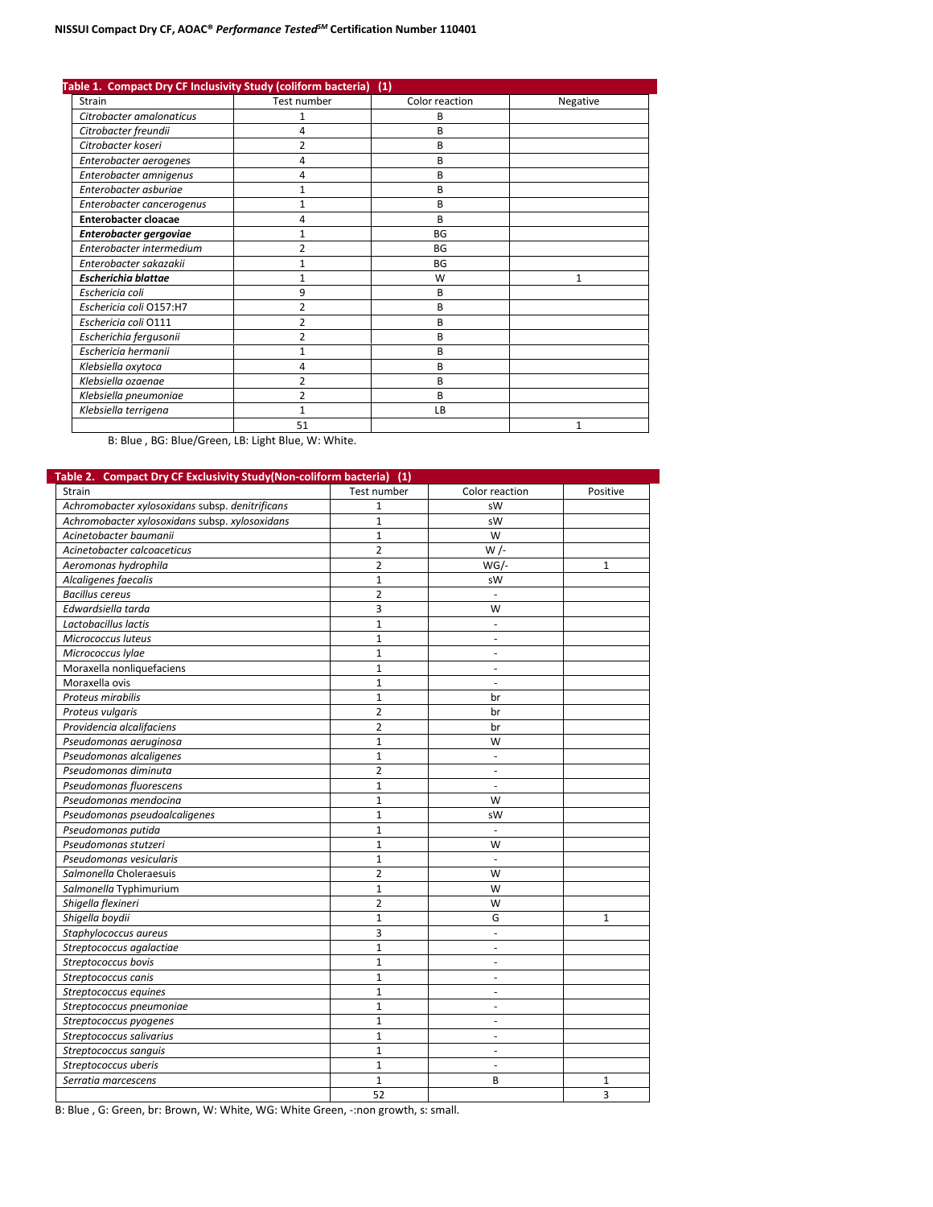**Table 1. Compact Dry CF Inclusivity Study (coliform bacteria) (1)**

| Strain | Test number | Color reaction | Negative |
|---|---|---|---|
| *Citrobacter amalonaticus* | 1 | B | |
| *Citrobacter freundii* | 4 | B | |
| *Citrobacter koseri* | 2 | B | |
| *Enterobacter aerogenes* | 4 | B | |
| *Enterobacter amnigenus* | 4 | B | |
| *Enterobacter asburiae* | 1 | B | |
| *Enterobacter cancerogenus* | 1 | B | |
| **Enterobacter cloacae** | 4 | B | |
| ***Enterobacter gergoviae*** | 1 | BG | |
| *Enterobacter intermedium* | 2 | BG | |
| *Enterobacter sakazakii* | 1 | BG | |
| ***Escherichia blattae*** | 1 | W | 1 |
| *Eschericia coli* | 9 | B | |
| *Eschericia coli* O157:H7 | 2 | B | |
| *Eschericia coli* O111 | 2 | B | |
| *Escherichia fergusonii* | 2 | B | |
| *Eschericia hermanii* | 1 | B | |
| *Klebsiella oxytoca* | 4 | B | |
| *Klebsiella ozaenae* | 2 | B | |
| *Klebsiella pneumoniae* | 2 | B | |
| *Klebsiella terrigena* | 1 | LB | |
| | 51 | | 1 |

B: Blue , BG: Blue/Green, LB: Light Blue, W: White.

**Table 2. Compact Dry CF Exclusivity Study(Non-coliform bacteria) (1)**

| Strain | Test number | Color reaction | Positive |
|---|---|---|---|
| *Achromobacter xylosoxidans* subsp. *denitrificans* | 1 | sW | |
| *Achromobacter xylosoxidans* subsp. *xylosoxidans* | 1 | sW | |
| *Acinetobacter baumanii* | 1 | W | |
| *Acinetobacter calcoaceticus* | 2 | W /- | |
| *Aeromonas hydrophila* | 2 | WG/- | 1 |
| *Alcaligenes faecalis* | 1 | sW | |
| *Bacillus cereus* | 2 | - | |
| *Edwardsiella tarda* | 3 | W | |
| *Lactobacillus lactis* | 1 | - | |
| *Micrococcus luteus* | 1 | - | |
| *Micrococcus lylae* | 1 | - | |
| Moraxella nonliquefaciens | 1 | - | |
| Moraxella ovis | 1 | - | |
| *Proteus mirabilis* | 1 | br | |
| *Proteus vulgaris* | 2 | br | |
| *Providencia alcalifaciens* | 2 | br | |
| *Pseudomonas aeruginosa* | 1 | W | |
| *Pseudomonas alcaligenes* | 1 | - | |
| *Pseudomonas diminuta* | 2 | - | |
| *Pseudomonas fluorescens* | 1 | - | |
| *Pseudomonas mendocina* | 1 | W | |
| *Pseudomonas pseudoalcaligenes* | 1 | sW | |
| *Pseudomonas putida* | 1 | - | |
| *Pseudomonas stutzeri* | 1 | W | |
| *Pseudomonas vesicularis* | 1 | - | |
| *Salmonella* Choleraesuis | 2 | W | |
| *Salmonella* Typhimurium | 1 | W | |
| *Shigella flexineri* | 2 | W | |
| *Shigella boydii* | 1 | G | 1 |
| *Staphylococcus aureus* | 3 | - | |
| *Streptococcus agalactiae* | 1 | - | |
| *Streptococcus bovis* | 1 | - | |
| *Streptococcus canis* | 1 | - | |
| *Streptococcus equines* | 1 | - | |
| *Streptococcus pneumoniae* | 1 | - | |
| *Streptococcus pyogenes* | 1 | - | |
| *Streptococcus salivarius* | 1 | - | |
| *Streptococcus sanguis* | 1 | - | |
| *Streptococcus uberis* | 1 | - | |
| *Serratia marcescens* | 1 | B | 1 |
| | 52 | | 3 |

B: Blue , G: Green, br: Brown, W: White, WG: White Green, -:non growth, s: small.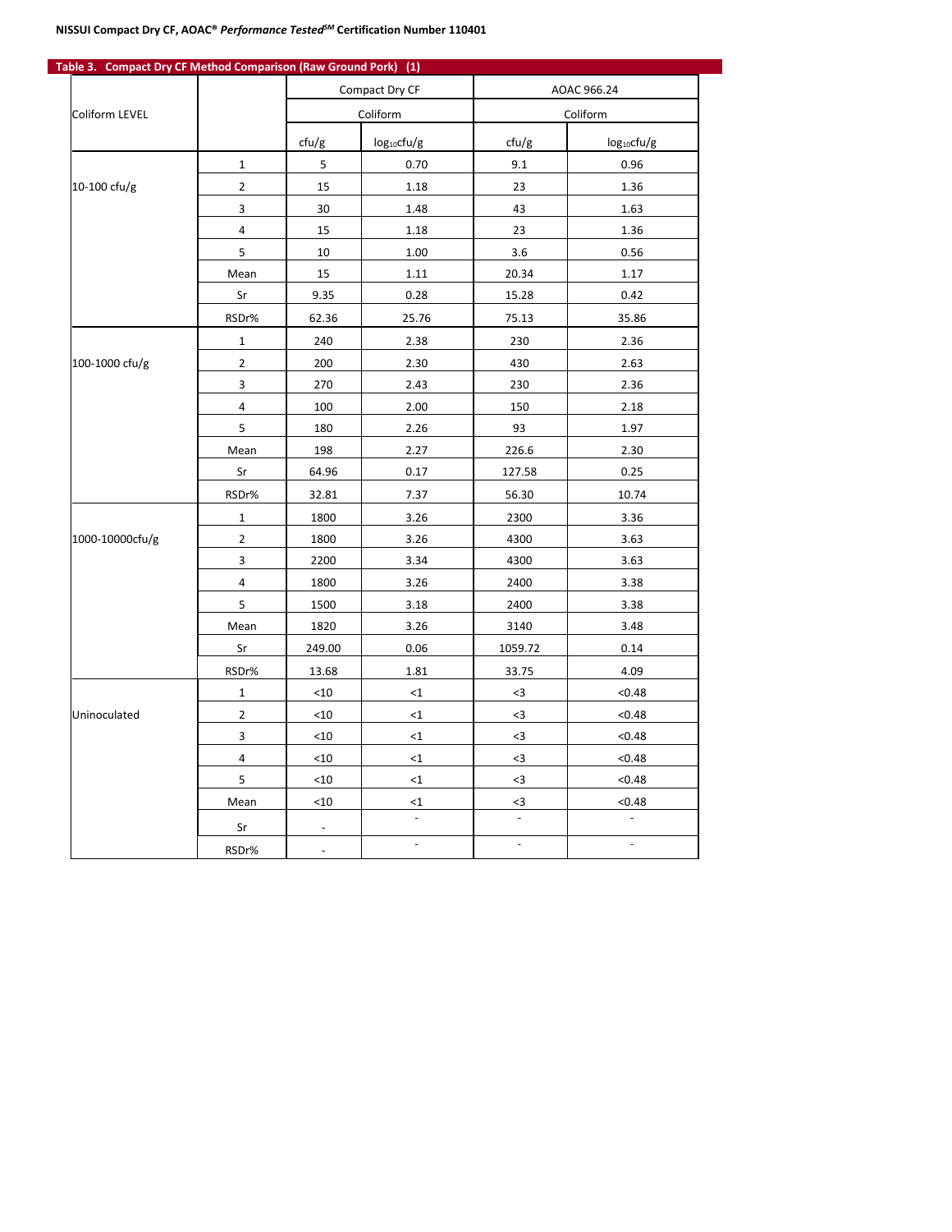**Table 3. Compact Dry CF Method Comparison (Raw Ground Pork) (1)**

| Coliform LEVEL | | Compact Dry CF | | AOAC 966.24 | |
|---|---|---|---|---|---|
| | | Coliform | | Coliform | |
| | | cfu/g | $\log_{10}$cfu/g | cfu/g | $\log_{10}$cfu/g |
| 10-100 cfu/g | 1 | 5 | 0.70 | 9.1 | 0.96 |
| | 2 | 15 | 1.18 | 23 | 1.36 |
| | 3 | 30 | 1.48 | 43 | 1.63 |
| | 4 | 15 | 1.18 | 23 | 1.36 |
| | 5 | 10 | 1.00 | 3.6 | 0.56 |
| | Mean | 15 | 1.11 | 20.34 | 1.17 |
| | Sr | 9.35 | 0.28 | 15.28 | 0.42 |
| | RSDr% | 62.36 | 25.76 | 75.13 | 35.86 |
| 100-1000 cfu/g | 1 | 240 | 2.38 | 230 | 2.36 |
| | 2 | 200 | 2.30 | 430 | 2.63 |
| | 3 | 270 | 2.43 | 230 | 2.36 |
| | 4 | 100 | 2.00 | 150 | 2.18 |
| | 5 | 180 | 2.26 | 93 | 1.97 |
| | Mean | 198 | 2.27 | 226.6 | 2.30 |
| | Sr | 64.96 | 0.17 | 127.58 | 0.25 |
| | RSDr% | 32.81 | 7.37 | 56.30 | 10.74 |
| 1000-10000cfu/g | 1 | 1800 | 3.26 | 2300 | 3.36 |
| | 2 | 1800 | 3.26 | 4300 | 3.63 |
| | 3 | 2200 | 3.34 | 4300 | 3.63 |
| | 4 | 1800 | 3.26 | 2400 | 3.38 |
| | 5 | 1500 | 3.18 | 2400 | 3.38 |
| | Mean | 1820 | 3.26 | 3140 | 3.48 |
| | Sr | 249.00 | 0.06 | 1059.72 | 0.14 |
| | RSDr% | 13.68 | 1.81 | 33.75 | 4.09 |
| Uninoculated | 1 | <10 | <1 | <3 | <0.48 |
| | 2 | <10 | <1 | <3 | <0.48 |
| | 3 | <10 | <1 | <3 | <0.48 |
| | 4 | <10 | <1 | <3 | <0.48 |
| | 5 | <10 | <1 | <3 | <0.48 |
| | Mean | <10 | <1 | <3 | <0.48 |
| | Sr | - | - | - | - |
| | RSDr% | - | - | - | - |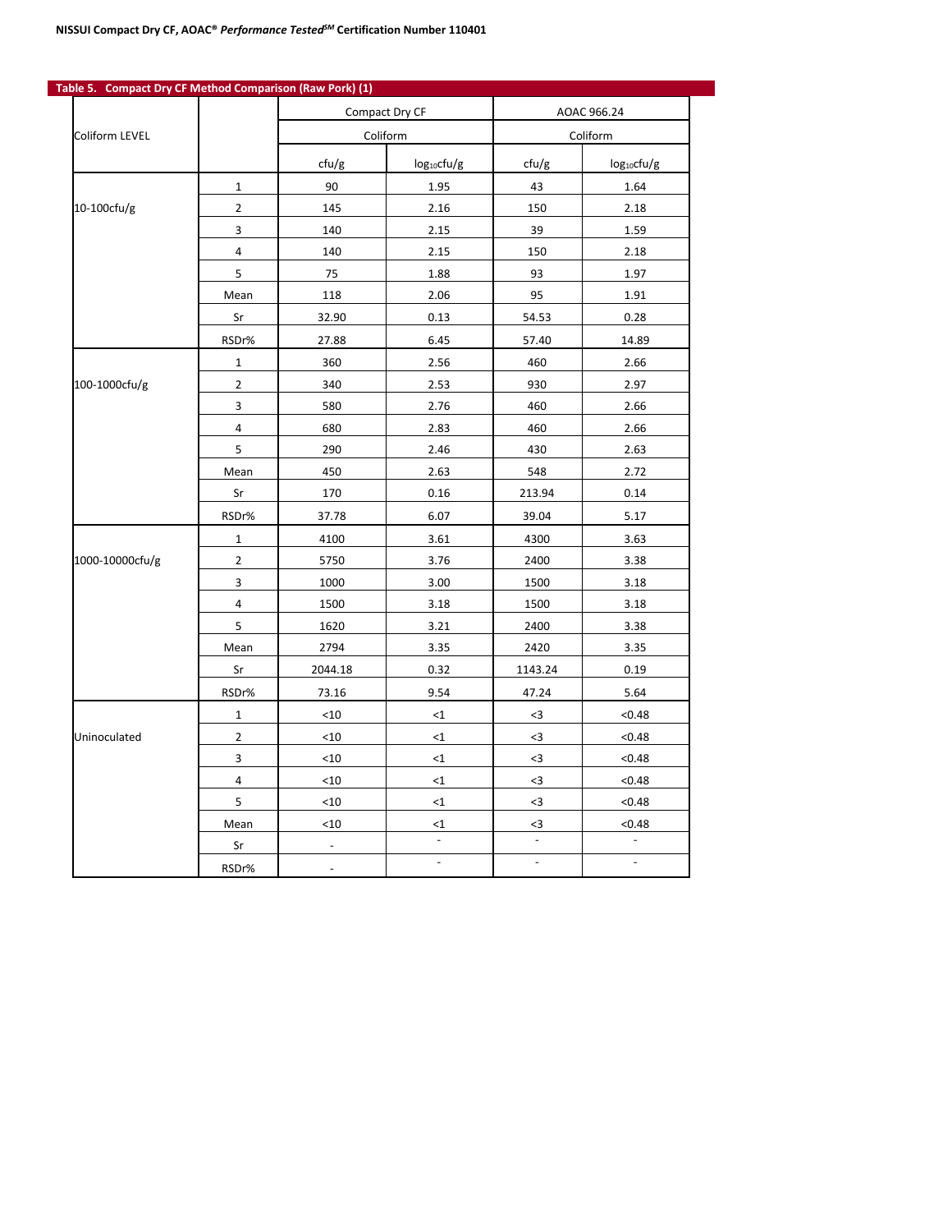**Table 5. Compact Dry CF Method Comparison (Raw Pork) (1)**

| Coliform LEVEL | | Compact Dry CF | | AOAC 966.24 | |
|---|---|---|---|---|---|
| | | Coliform | | Coliform | |
| | | cfu/g | $log_{10}$cfu/g | cfu/g | $log_{10}$cfu/g |
| 10-100cfu/g | 1 | 90 | 1.95 | 43 | 1.64 |
| | 2 | 145 | 2.16 | 150 | 2.18 |
| | 3 | 140 | 2.15 | 39 | 1.59 |
| | 4 | 140 | 2.15 | 150 | 2.18 |
| | 5 | 75 | 1.88 | 93 | 1.97 |
| | Mean | 118 | 2.06 | 95 | 1.91 |
| | Sr | 32.90 | 0.13 | 54.53 | 0.28 |
| | RSDr% | 27.88 | 6.45 | 57.40 | 14.89 |
| 100-1000cfu/g | 1 | 360 | 2.56 | 460 | 2.66 |
| | 2 | 340 | 2.53 | 930 | 2.97 |
| | 3 | 580 | 2.76 | 460 | 2.66 |
| | 4 | 680 | 2.83 | 460 | 2.66 |
| | 5 | 290 | 2.46 | 430 | 2.63 |
| | Mean | 450 | 2.63 | 548 | 2.72 |
| | Sr | 170 | 0.16 | 213.94 | 0.14 |
| | RSDr% | 37.78 | 6.07 | 39.04 | 5.17 |
| 1000-10000cfu/g | 1 | 4100 | 3.61 | 4300 | 3.63 |
| | 2 | 5750 | 3.76 | 2400 | 3.38 |
| | 3 | 1000 | 3.00 | 1500 | 3.18 |
| | 4 | 1500 | 3.18 | 1500 | 3.18 |
| | 5 | 1620 | 3.21 | 2400 | 3.38 |
| | Mean | 2794 | 3.35 | 2420 | 3.35 |
| | Sr | 2044.18 | 0.32 | 1143.24 | 0.19 |
| | RSDr% | 73.16 | 9.54 | 47.24 | 5.64 |
| Uninoculated | 1 | <10 | <1 | <3 | <0.48 |
| | 2 | <10 | <1 | <3 | <0.48 |
| | 3 | <10 | <1 | <3 | <0.48 |
| | 4 | <10 | <1 | <3 | <0.48 |
| | 5 | <10 | <1 | <3 | <0.48 |
| | Mean | <10 | <1 | <3 | <0.48 |
| | Sr | - | - | - | - |
| | RSDr% | - | - | - | - |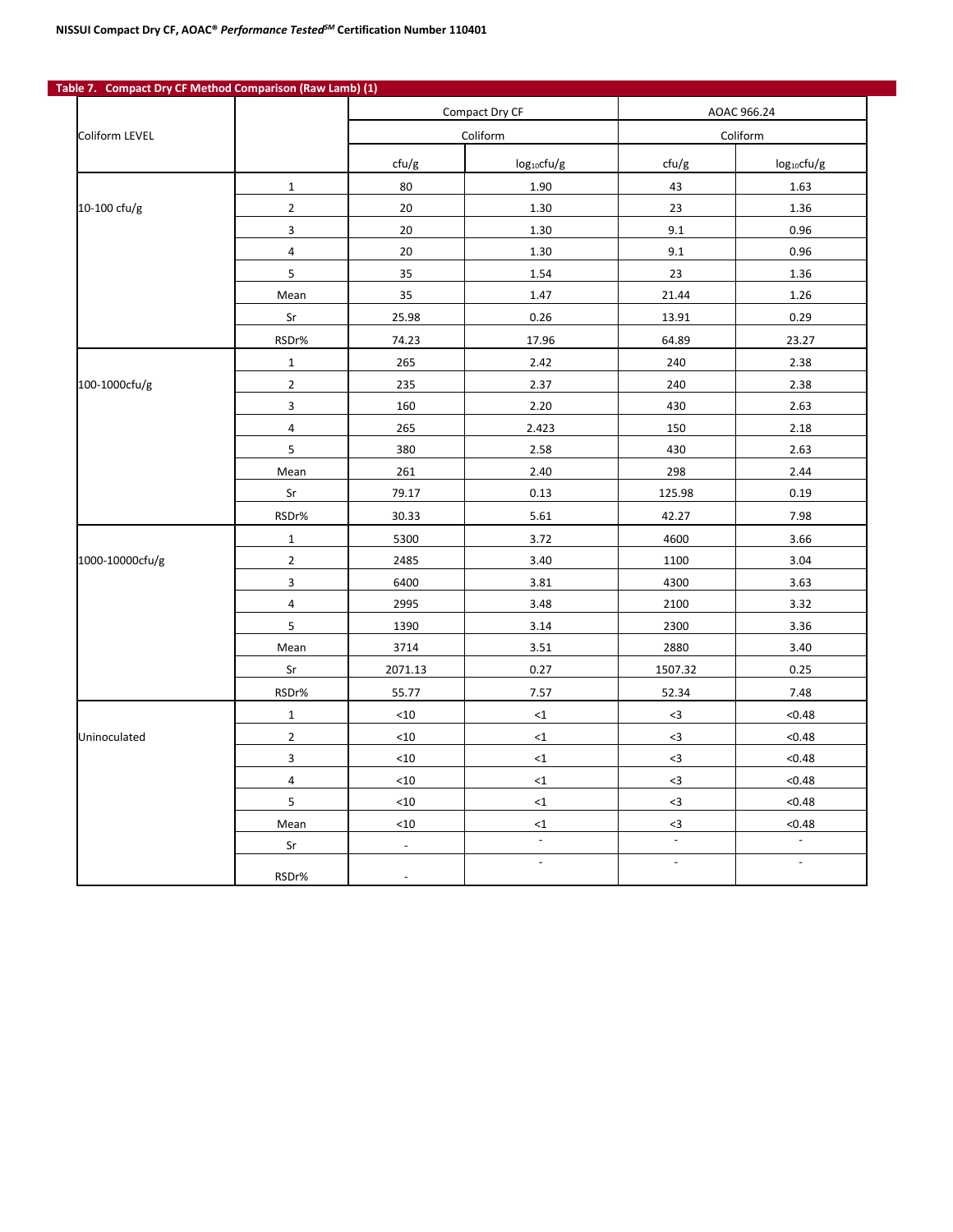**Table 7. Compact Dry CF Method Comparison (Raw Lamb) (1)**

| Coliform LEVEL | | Compact Dry CF | | AOAC 966.24 | |
|---|---|---|---|---|---|
| | | Coliform | | Coliform | |
| | | cfu/g | $log_{10}$cfu/g | cfu/g | $log_{10}$cfu/g |
| 10-100 cfu/g | 1 | 80 | 1.90 | 43 | 1.63 |
| | 2 | 20 | 1.30 | 23 | 1.36 |
| | 3 | 20 | 1.30 | 9.1 | 0.96 |
| | 4 | 20 | 1.30 | 9.1 | 0.96 |
| | 5 | 35 | 1.54 | 23 | 1.36 |
| | Mean | 35 | 1.47 | 21.44 | 1.26 |
| | Sr | 25.98 | 0.26 | 13.91 | 0.29 |
| | RSDr% | 74.23 | 17.96 | 64.89 | 23.27 |
| 100-1000cfu/g | 1 | 265 | 2.42 | 240 | 2.38 |
| | 2 | 235 | 2.37 | 240 | 2.38 |
| | 3 | 160 | 2.20 | 430 | 2.63 |
| | 4 | 265 | 2.423 | 150 | 2.18 |
| | 5 | 380 | 2.58 | 430 | 2.63 |
| | Mean | 261 | 2.40 | 298 | 2.44 |
| | Sr | 79.17 | 0.13 | 125.98 | 0.19 |
| | RSDr% | 30.33 | 5.61 | 42.27 | 7.98 |
| 1000-10000cfu/g | 1 | 5300 | 3.72 | 4600 | 3.66 |
| | 2 | 2485 | 3.40 | 1100 | 3.04 |
| | 3 | 6400 | 3.81 | 4300 | 3.63 |
| | 4 | 2995 | 3.48 | 2100 | 3.32 |
| | 5 | 1390 | 3.14 | 2300 | 3.36 |
| | Mean | 3714 | 3.51 | 2880 | 3.40 |
| | Sr | 2071.13 | 0.27 | 1507.32 | 0.25 |
| | RSDr% | 55.77 | 7.57 | 52.34 | 7.48 |
| Uninoculated | 1 | <10 | <1 | <3 | <0.48 |
| | 2 | <10 | <1 | <3 | <0.48 |
| | 3 | <10 | <1 | <3 | <0.48 |
| | 4 | <10 | <1 | <3 | <0.48 |
| | 5 | <10 | <1 | <3 | <0.48 |
| | Mean | <10 | <1 | <3 | <0.48 |
| | Sr | - | - | - | - |
| | RSDr% | - | - | - | - |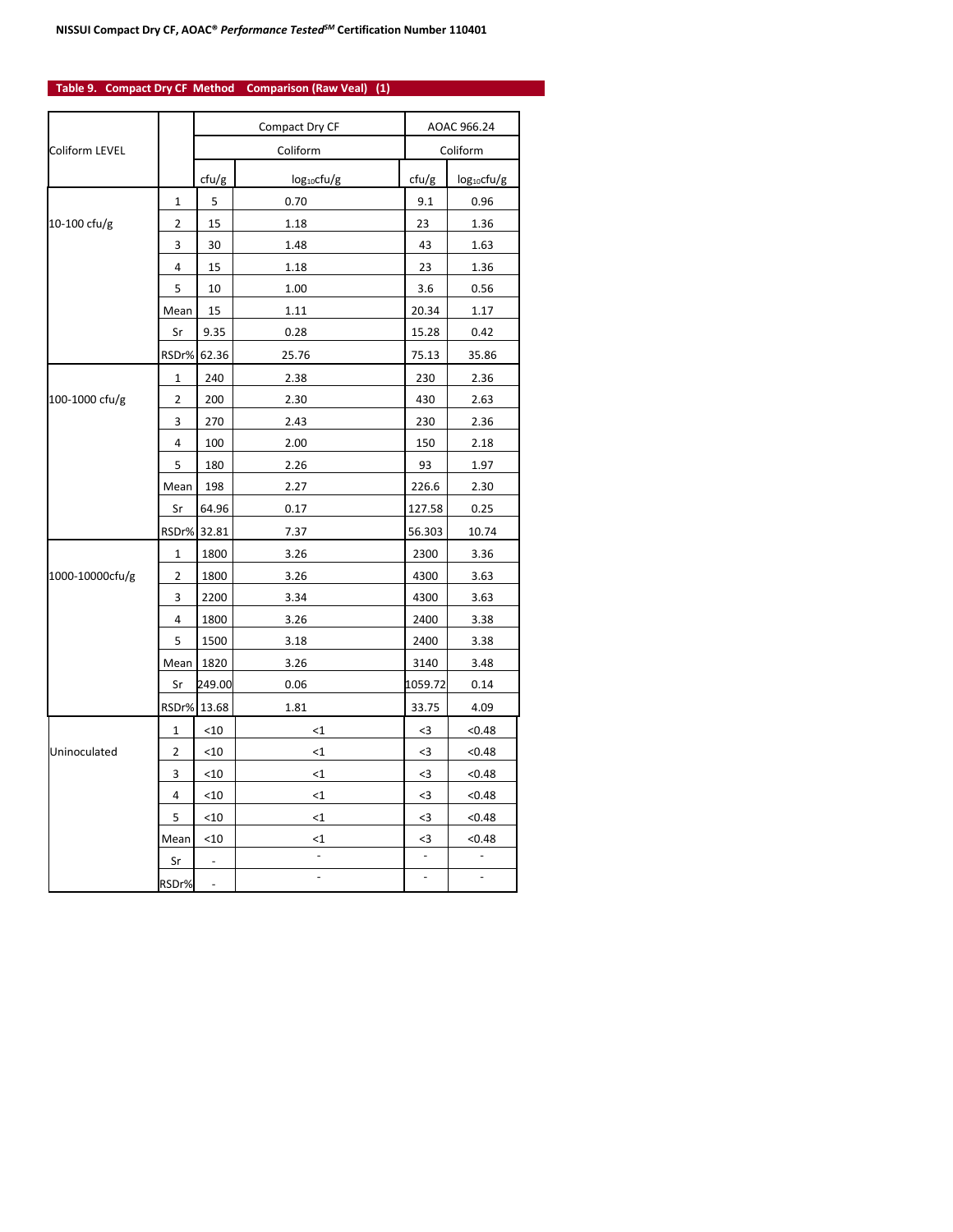**Table 9. Compact Dry CF Method Comparison (Raw Veal) (1)**

| Coliform LEVEL | | Compact Dry CF | | AOAC 966.24 | |
|---|---|---|---|---|---|
| | | Coliform | | Coliform | |
| | | cfu/g | $log_{10}$cfu/g | cfu/g | $log_{10}$cfu/g |
| 10-100 cfu/g | 1 | 5 | 0.70 | 9.1 | 0.96 |
| | 2 | 15 | 1.18 | 23 | 1.36 |
| | 3 | 30 | 1.48 | 43 | 1.63 |
| | 4 | 15 | 1.18 | 23 | 1.36 |
| | 5 | 10 | 1.00 | 3.6 | 0.56 |
| | Mean | 15 | 1.11 | 20.34 | 1.17 |
| | Sr | 9.35 | 0.28 | 15.28 | 0.42 |
| | RSDr% | 62.36 | 25.76 | 75.13 | 35.86 |
| 100-1000 cfu/g | 1 | 240 | 2.38 | 230 | 2.36 |
| | 2 | 200 | 2.30 | 430 | 2.63 |
| | 3 | 270 | 2.43 | 230 | 2.36 |
| | 4 | 100 | 2.00 | 150 | 2.18 |
| | 5 | 180 | 2.26 | 93 | 1.97 |
| | Mean | 198 | 2.27 | 226.6 | 2.30 |
| | Sr | 64.96 | 0.17 | 127.58 | 0.25 |
| | RSDr% | 32.81 | 7.37 | 56.303 | 10.74 |
| 1000-10000cfu/g | 1 | 1800 | 3.26 | 2300 | 3.36 |
| | 2 | 1800 | 3.26 | 4300 | 3.63 |
| | 3 | 2200 | 3.34 | 4300 | 3.63 |
| | 4 | 1800 | 3.26 | 2400 | 3.38 |
| | 5 | 1500 | 3.18 | 2400 | 3.38 |
| | Mean | 1820 | 3.26 | 3140 | 3.48 |
| | Sr | 249.00 | 0.06 | 1059.72 | 0.14 |
| | RSDr% | 13.68 | 1.81 | 33.75 | 4.09 |
| Uninoculated | 1 | <10 | <1 | <3 | <0.48 |
| | 2 | <10 | <1 | <3 | <0.48 |
| | 3 | <10 | <1 | <3 | <0.48 |
| | 4 | <10 | <1 | <3 | <0.48 |
| | 5 | <10 | <1 | <3 | <0.48 |
| | Mean | <10 | <1 | <3 | <0.48 |
| | Sr | - | - | - | - |
| | RSDr% | - | - | - | - |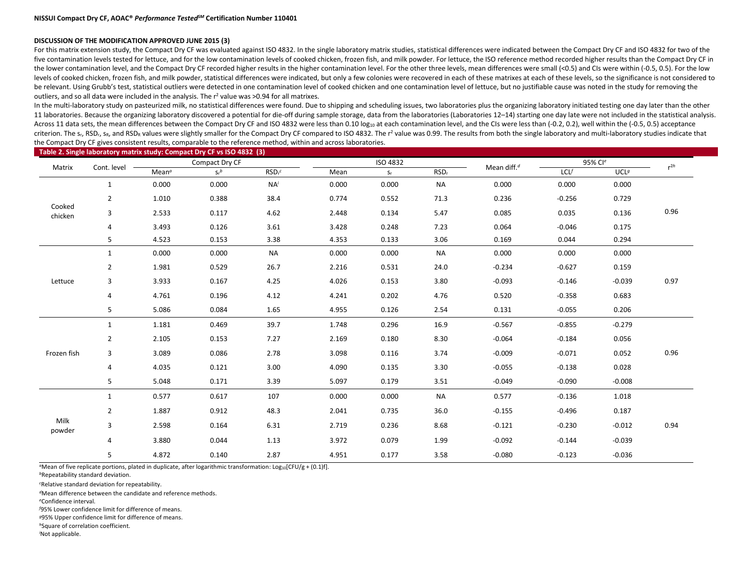**NISSUI Compact Dry CF, AOAC® *Performance Tested*SM Certification Number 110401**

**DISCUSSION OF THE MODIFICATION APPROVED JUNE 2015 (3)**

For this matrix extension study, the Compact Dry CF was evaluated against ISO 4832. In the single laboratory matrix studies, statistical differences were indicated between the Compact Dry CF and ISO 4832 for two of the five contamination levels tested for lettuce, and for the low contamination levels of cooked chicken, frozen fish, and milk powder. For lettuce, the ISO reference method recorded higher results than the Compact Dry CF in the lower contamination level, and the Compact Dry CF recorded higher results in the higher contamination level. For the other three levels, mean differences were small (<0.5) and CIs were within (-0.5, 0.5). For the low levels of cooked chicken, frozen fish, and milk powder, statistical differences were indicated, but only a few colonies were recovered in each of these matrixes at each of these levels, so the significance is not considered to be relevant. Using Grubb's test, statistical outliers were detected in one contamination level of cooked chicken and one contamination level of lettuce, but no justifiable cause was noted in the study for removing the outliers, and so all data were included in the analysis. The $r^2$ value was >0.94 for all matrixes.

In the multi-laboratory study on pasteurized milk, no statistical differences were found. Due to shipping and scheduling issues, two laboratories plus the organizing laboratory initiated testing one day later than the other 11 laboratories. Because the organizing laboratory discovered a potential for die-off during sample storage, data from the laboratories (Laboratories 12–14) starting one day late were not included in the statistical analysis. Across 11 data sets, the mean differences between the Compact Dry CF and ISO 4832 were less than 0.10 $\log_{10}$ at each contamination level, and the CIs were less than (-0.2, 0.2), well within the (-0.5, 0.5) acceptance criterion. The $s_r$, $RSD_r$, $s_R$, and $RSD_R$ values were slightly smaller for the Compact Dry CF compared to ISO 4832. The $r^2$ value was 0.99. The results from both the single laboratory and multi-laboratory studies indicate that the Compact Dry CF gives consistent results, comparable to the reference method, within and across laboratories.

**Table 2. Single laboratory matrix study: Compact Dry CF vs ISO 4832 (3)**

| Matrix | Cont. level | Compact Dry CF | | | ISO 4832 | | | Mean diff.[d] | 95% CI[e] | | $r^{2h}$ |
|---|---|---|---|---|---|---|---|---|---|---|---|
| | | Mean[a] | $s_r$[b] | $RSD_r$[c] | Mean | $s_r$ | $RSD_r$ | | LCL[f] | UCL[g] | |
| Cooked chicken | 1 | 0.000 | 0.000 | NA[i] | 0.000 | 0.000 | NA | 0.000 | 0.000 | 0.000 | 0.96 |
| | 2 | 1.010 | 0.388 | 38.4 | 0.774 | 0.552 | 71.3 | 0.236 | -0.256 | 0.729 | |
| | 3 | 2.533 | 0.117 | 4.62 | 2.448 | 0.134 | 5.47 | 0.085 | 0.035 | 0.136 | |
| | 4 | 3.493 | 0.126 | 3.61 | 3.428 | 0.248 | 7.23 | 0.064 | -0.046 | 0.175 | |
| | 5 | 4.523 | 0.153 | 3.38 | 4.353 | 0.133 | 3.06 | 0.169 | 0.044 | 0.294 | |
| Lettuce | 1 | 0.000 | 0.000 | NA | 0.000 | 0.000 | NA | 0.000 | 0.000 | 0.000 | 0.97 |
| | 2 | 1.981 | 0.529 | 26.7 | 2.216 | 0.531 | 24.0 | -0.234 | -0.627 | 0.159 | |
| | 3 | 3.933 | 0.167 | 4.25 | 4.026 | 0.153 | 3.80 | -0.093 | -0.146 | -0.039 | |
| | 4 | 4.761 | 0.196 | 4.12 | 4.241 | 0.202 | 4.76 | 0.520 | -0.358 | 0.683 | |
| | 5 | 5.086 | 0.084 | 1.65 | 4.955 | 0.126 | 2.54 | 0.131 | -0.055 | 0.206 | |
| Frozen fish | 1 | 1.181 | 0.469 | 39.7 | 1.748 | 0.296 | 16.9 | -0.567 | -0.855 | -0.279 | 0.96 |
| | 2 | 2.105 | 0.153 | 7.27 | 2.169 | 0.180 | 8.30 | -0.064 | -0.184 | 0.056 | |
| | 3 | 3.089 | 0.086 | 2.78 | 3.098 | 0.116 | 3.74 | -0.009 | -0.071 | 0.052 | |
| | 4 | 4.035 | 0.121 | 3.00 | 4.090 | 0.135 | 3.30 | -0.055 | -0.138 | 0.028 | |
| | 5 | 5.048 | 0.171 | 3.39 | 5.097 | 0.179 | 3.51 | -0.049 | -0.090 | -0.008 | |
| Milk powder | 1 | 0.577 | 0.617 | 107 | 0.000 | 0.000 | NA | 0.577 | -0.136 | 1.018 | 0.94 |
| | 2 | 1.887 | 0.912 | 48.3 | 2.041 | 0.735 | 36.0 | -0.155 | -0.496 | 0.187 | |
| | 3 | 2.598 | 0.164 | 6.31 | 2.719 | 0.236 | 8.68 | -0.121 | -0.230 | -0.012 | |
| | 4 | 3.880 | 0.044 | 1.13 | 3.972 | 0.079 | 1.99 | -0.092 | -0.144 | -0.039 | |
| | 5 | 4.872 | 0.140 | 2.87 | 4.951 | 0.177 | 3.58 | -0.080 | -0.123 | -0.036 | |

[a]Mean of five replicate portions, plated in duplicate, after logarithmic transformation: $\text{Log}_{10}[\text{CFU/g} + (0.1)f]$.

[b]Repeatability standard deviation.

[c]Relative standard deviation for repeatability.

[d]Mean difference between the candidate and reference methods.

[e]Confidence interval.

[f]95% Lower confidence limit for difference of means.

[g]95% Upper confidence limit for difference of means.

[h]Square of correlation coefficient.

[i]Not applicable.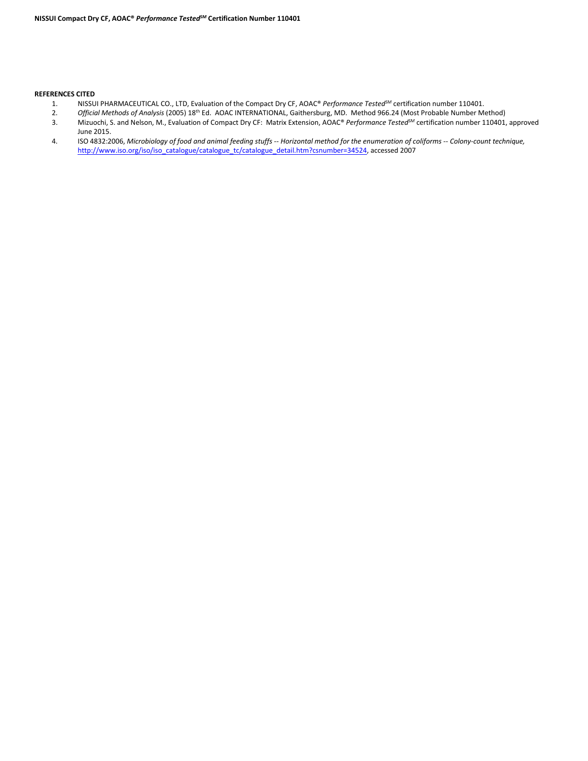**REFERENCES CITED**

1. NISSUI PHARMACEUTICAL CO., LTD, Evaluation of the Compact Dry CF, AOAC® *Performance Tested*SM certification number 110401.
2. *Official Methods of Analysis* (2005) 18th Ed. AOAC INTERNATIONAL, Gaithersburg, MD. Method 966.24 (Most Probable Number Method)
3. Mizuochi, S. and Nelson, M., Evaluation of Compact Dry CF: Matrix Extension, AOAC® *Performance Tested*SM certification number 110401, approved June 2015.
4. ISO 4832:2006, *Microbiology of food and animal feeding stuffs -- Horizontal method for the enumeration of coliforms -- Colony-count technique,* http://www.iso.org/iso/iso_catalogue/catalogue_tc/catalogue_detail.htm?csnumber=34524, accessed 2007